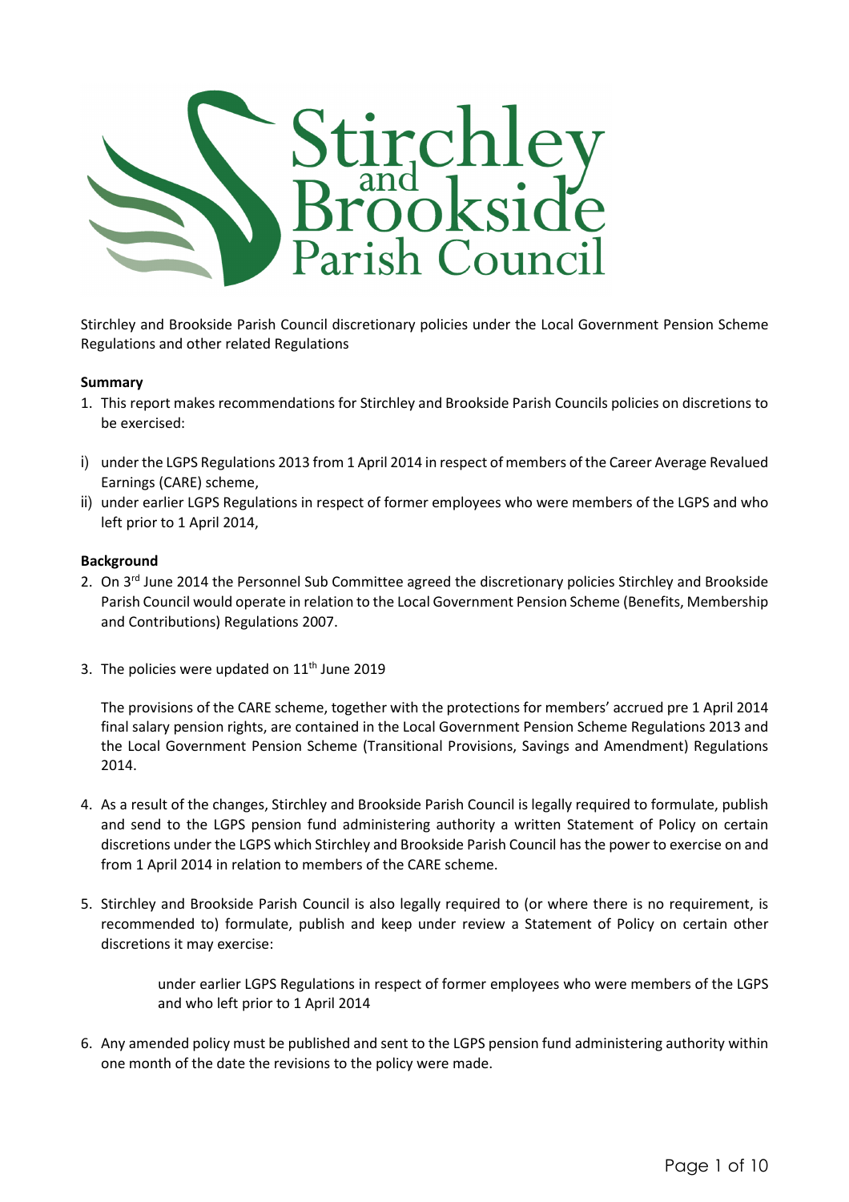Stirchley and Brookside Parish Council discretionary policies under the Local Government Pension Scheme Regulations and other related Regulations

**Summary**

1. This report makes recommendations for Stirchley and Brookside Parish Councils policies on discretions to be exercised:

i) under the LGPS Regulations 2013 from 1 April 2014 in respect of members of the Career Average Revalued Earnings (CARE) scheme,

ii) under earlier LGPS Regulations in respect of former employees who were members of the LGPS and who left prior to 1 April 2014,

**Background**

2. On 3rd June 2014 the Personnel Sub Committee agreed the discretionary policies Stirchley and Brookside Parish Council would operate in relation to the Local Government Pension Scheme (Benefits, Membership and Contributions) Regulations 2007.

3. The policies were updated on 11th June 2019

   The provisions of the CARE scheme, together with the protections for members' accrued pre 1 April 2014 final salary pension rights, are contained in the Local Government Pension Scheme Regulations 2013 and the Local Government Pension Scheme (Transitional Provisions, Savings and Amendment) Regulations 2014.

4. As a result of the changes, Stirchley and Brookside Parish Council is legally required to formulate, publish and send to the LGPS pension fund administering authority a written Statement of Policy on certain discretions under the LGPS which Stirchley and Brookside Parish Council has the power to exercise on and from 1 April 2014 in relation to members of the CARE scheme.

5. Stirchley and Brookside Parish Council is also legally required to (or where there is no requirement, is recommended to) formulate, publish and keep under review a Statement of Policy on certain other discretions it may exercise:

   > under earlier LGPS Regulations in respect of former employees who were members of the LGPS and who left prior to 1 April 2014

6. Any amended policy must be published and sent to the LGPS pension fund administering authority within one month of the date the revisions to the policy were made.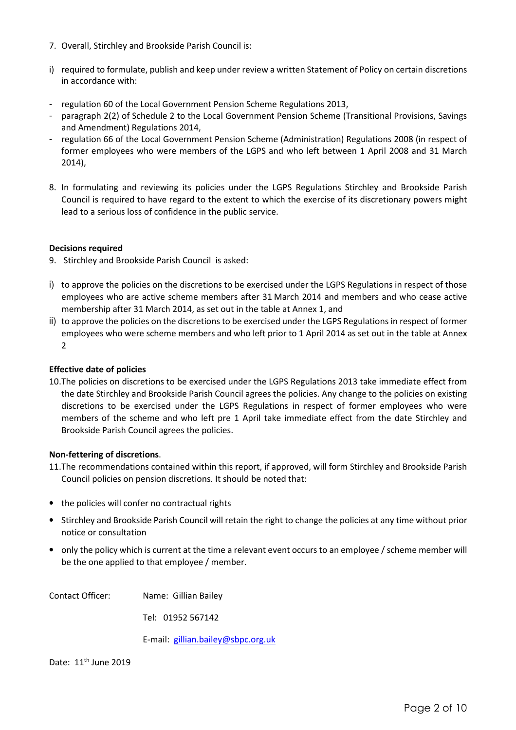7. Overall, Stirchley and Brookside Parish Council is:

i) required to formulate, publish and keep under review a written Statement of Policy on certain discretions in accordance with:

- regulation 60 of the Local Government Pension Scheme Regulations 2013,
- paragraph 2(2) of Schedule 2 to the Local Government Pension Scheme (Transitional Provisions, Savings and Amendment) Regulations 2014,
- regulation 66 of the Local Government Pension Scheme (Administration) Regulations 2008 (in respect of former employees who were members of the LGPS and who left between 1 April 2008 and 31 March 2014),

8. In formulating and reviewing its policies under the LGPS Regulations Stirchley and Brookside Parish Council is required to have regard to the extent to which the exercise of its discretionary powers might lead to a serious loss of confidence in the public service.

**Decisions required**

9. Stirchley and Brookside Parish Council is asked:

i) to approve the policies on the discretions to be exercised under the LGPS Regulations in respect of those employees who are active scheme members after 31 March 2014 and members and who cease active membership after 31 March 2014, as set out in the table at Annex 1, and

ii) to approve the policies on the discretions to be exercised under the LGPS Regulations in respect of former employees who were scheme members and who left prior to 1 April 2014 as set out in the table at Annex 2

**Effective date of policies**

10. The policies on discretions to be exercised under the LGPS Regulations 2013 take immediate effect from the date Stirchley and Brookside Parish Council agrees the policies. Any change to the policies on existing discretions to be exercised under the LGPS Regulations in respect of former employees who were members of the scheme and who left pre 1 April take immediate effect from the date Stirchley and Brookside Parish Council agrees the policies.

**Non-fettering of discretions**.

11. The recommendations contained within this report, if approved, will form Stirchley and Brookside Parish Council policies on pension discretions. It should be noted that:

- the policies will confer no contractual rights
- Stirchley and Brookside Parish Council will retain the right to change the policies at any time without prior notice or consultation
- only the policy which is current at the time a relevant event occurs to an employee / scheme member will be the one applied to that employee / member.

Contact Officer: Name: Gillian Bailey

Tel: 01952 567142

E-mail: gillian.bailey@sbpc.org.uk

Date: 11th June 2019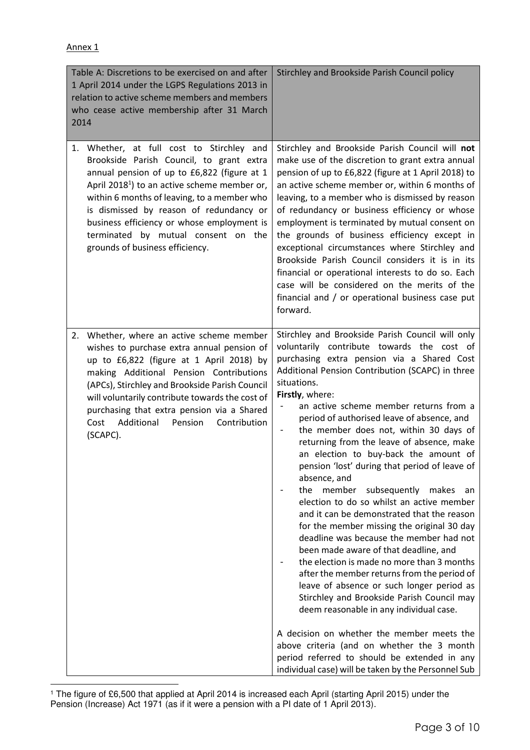Annex 1

| Table A: Discretions to be exercised on and after 1 April 2014 under the LGPS Regulations 2013 in relation to active scheme members and members who cease active membership after 31 March 2014 | Stirchley and Brookside Parish Council policy |
|---|---|
| 1. Whether, at full cost to Stirchley and Brookside Parish Council, to grant extra annual pension of up to £6,822 (figure at 1 April 2018[1]) to an active scheme member or, within 6 months of leaving, to a member who is dismissed by reason of redundancy or business efficiency or whose employment is terminated by mutual consent on the grounds of business efficiency. | Stirchley and Brookside Parish Council will **not** make use of the discretion to grant extra annual pension of up to £6,822 (figure at 1 April 2018) to an active scheme member or, within 6 months of leaving, to a member who is dismissed by reason of redundancy or business efficiency or whose employment is terminated by mutual consent on the grounds of business efficiency except in exceptional circumstances where Stirchley and Brookside Parish Council considers it is in its financial or operational interests to do so. Each case will be considered on the merits of the financial and / or operational business case put forward. |
| 2. Whether, where an active scheme member wishes to purchase extra annual pension of up to £6,822 (figure at 1 April 2018) by making Additional Pension Contributions (APCs), Stirchley and Brookside Parish Council will voluntarily contribute towards the cost of purchasing that extra pension via a Shared Cost Additional Pension Contribution (SCAPC). | Stirchley and Brookside Parish Council will only voluntarily contribute towards the cost of purchasing extra pension via a Shared Cost Additional Pension Contribution (SCAPC) in three situations.<br>**Firstly**, where:<br>- an active scheme member returns from a period of authorised leave of absence, and<br>- the member does not, within 30 days of returning from the leave of absence, make an election to buy-back the amount of pension 'lost' during that period of leave of absence, and<br>- the member subsequently makes an election to do so whilst an active member and it can be demonstrated that the reason for the member missing the original 30 day deadline was because the member had not been made aware of that deadline, and<br>- the election is made no more than 3 months after the member returns from the period of leave of absence or such longer period as Stirchley and Brookside Parish Council may deem reasonable in any individual case.<br><br>A decision on whether the member meets the above criteria (and on whether the 3 month period referred to should be extended in any individual case) will be taken by the Personnel Sub |

[1] The figure of £6,500 that applied at April 2014 is increased each April (starting April 2015) under the Pension (Increase) Act 1971 (as if it were a pension with a PI date of 1 April 2013).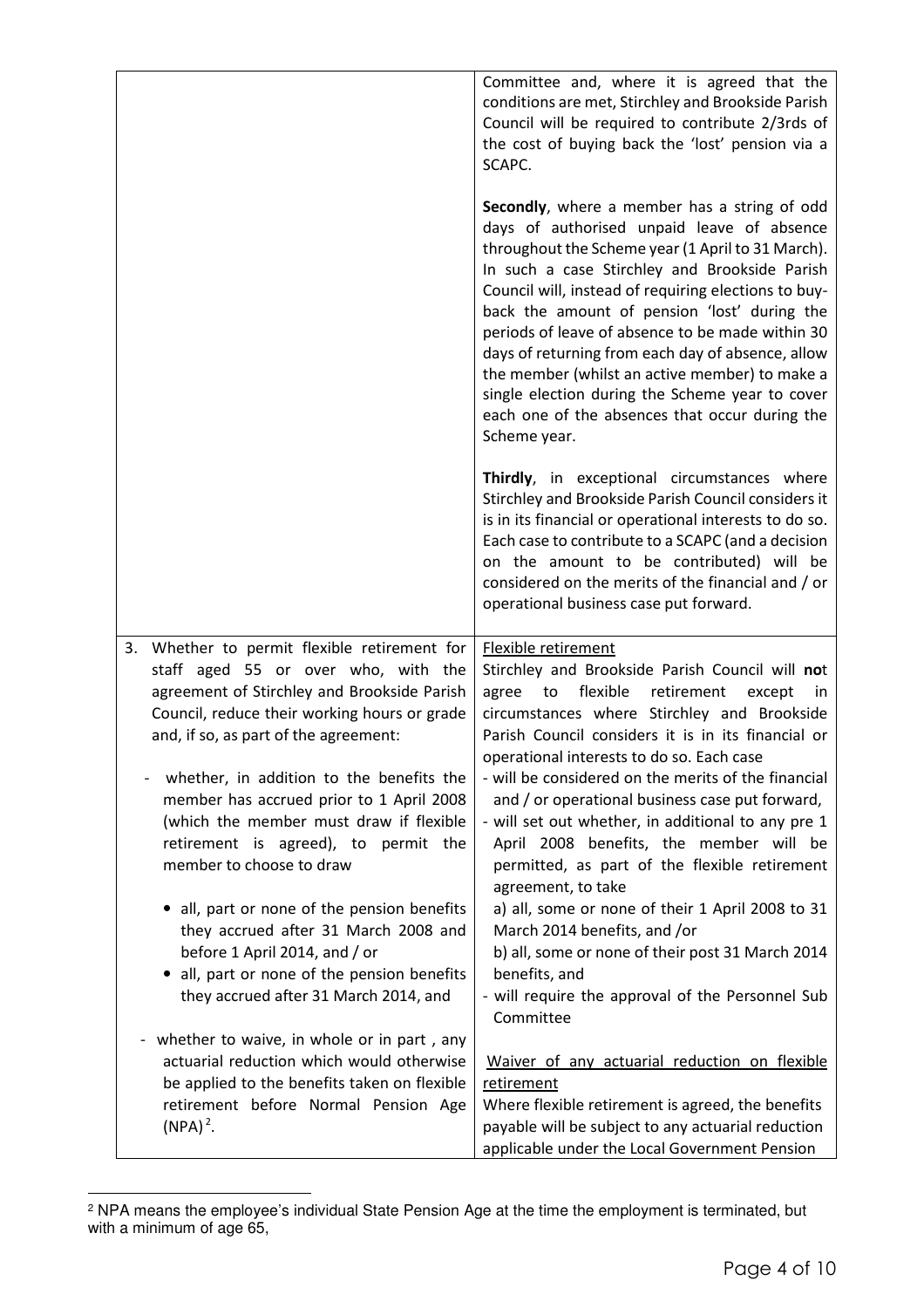| | |
|---|---|
| | Committee and, where it is agreed that the conditions are met, Stirchley and Brookside Parish Council will be required to contribute 2/3rds of the cost of buying back the 'lost' pension via a SCAPC.<br><br>**Secondly**, where a member has a string of odd days of authorised unpaid leave of absence throughout the Scheme year (1 April to 31 March). In such a case Stirchley and Brookside Parish Council will, instead of requiring elections to buy-back the amount of pension 'lost' during the periods of leave of absence to be made within 30 days of returning from each day of absence, allow the member (whilst an active member) to make a single election during the Scheme year to cover each one of the absences that occur during the Scheme year.<br><br>**Thirdly**, in exceptional circumstances where Stirchley and Brookside Parish Council considers it is in its financial or operational interests to do so. Each case to contribute to a SCAPC (and a decision on the amount to be contributed) will be considered on the merits of the financial and / or operational business case put forward. |
| 3. Whether to permit flexible retirement for staff aged 55 or over who, with the agreement of Stirchley and Brookside Parish Council, reduce their working hours or grade and, if so, as part of the agreement:<br><br>- whether, in addition to the benefits the member has accrued prior to 1 April 2008 (which the member must draw if flexible retirement is agreed), to permit the member to choose to draw<br><br>• all, part or none of the pension benefits they accrued after 31 March 2008 and before 1 April 2014, and / or<br>• all, part or none of the pension benefits they accrued after 31 March 2014, and<br><br>- whether to waive, in whole or in part , any actuarial reduction which would otherwise be applied to the benefits taken on flexible retirement before Normal Pension Age (NPA)[2]. | <u>Flexible retirement</u><br>Stirchley and Brookside Parish Council will **no**t agree to flexible retirement except in circumstances where Stirchley and Brookside Parish Council considers it is in its financial or operational interests to do so. Each case<br>- will be considered on the merits of the financial and / or operational business case put forward,<br>- will set out whether, in additional to any pre 1 April 2008 benefits, the member will be permitted, as part of the flexible retirement agreement, to take<br>a) all, some or none of their 1 April 2008 to 31 March 2014 benefits, and /or<br>b) all, some or none of their post 31 March 2014 benefits, and<br>- will require the approval of the Personnel Sub Committee<br><br><u>Waiver of any actuarial reduction on flexible retirement</u><br>Where flexible retirement is agreed, the benefits payable will be subject to any actuarial reduction applicable under the Local Government Pension |

[2] NPA means the employee's individual State Pension Age at the time the employment is terminated, but with a minimum of age 65,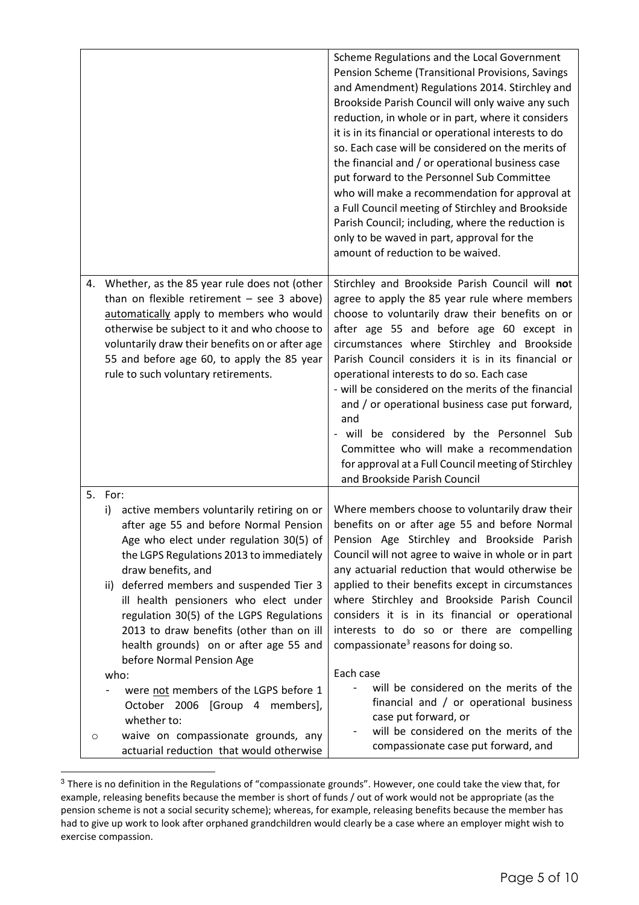| | |
|---|---|
| | Scheme Regulations and the Local Government Pension Scheme (Transitional Provisions, Savings and Amendment) Regulations 2014. Stirchley and Brookside Parish Council will only waive any such reduction, in whole or in part, where it considers it is in its financial or operational interests to do so. Each case will be considered on the merits of the financial and / or operational business case put forward to the Personnel Sub Committee who will make a recommendation for approval at a Full Council meeting of Stirchley and Brookside Parish Council; including, where the reduction is only to be waved in part, approval for the amount of reduction to be waived. |
| 4. Whether, as the 85 year rule does not (other than on flexible retirement – see 3 above) <u>automatically</u> apply to members who would otherwise be subject to it and who choose to voluntarily draw their benefits on or after age 55 and before age 60, to apply the 85 year rule to such voluntary retirements. | Stirchley and Brookside Parish Council will **no**t agree to apply the 85 year rule where members choose to voluntarily draw their benefits on or after age 55 and before age 60 except in circumstances where Stirchley and Brookside Parish Council considers it is in its financial or operational interests to do so. Each case<br>- will be considered on the merits of the financial and / or operational business case put forward, and<br>- will be considered by the Personnel Sub Committee who will make a recommendation for approval at a Full Council meeting of Stirchley and Brookside Parish Council |
| 5. For:<br>i) active members voluntarily retiring on or after age 55 and before Normal Pension Age who elect under regulation 30(5) of the LGPS Regulations 2013 to immediately draw benefits, and<br>ii) deferred members and suspended Tier 3 ill health pensioners who elect under regulation 30(5) of the LGPS Regulations 2013 to draw benefits (other than on ill health grounds) on or after age 55 and before Normal Pension Age<br>who:<br>- were <u>not</u> members of the LGPS before 1 October 2006 [Group 4 members], whether to:<br>o waive on compassionate grounds, any actuarial reduction that would otherwise | Where members choose to voluntarily draw their benefits on or after age 55 and before Normal Pension Age Stirchley and Brookside Parish Council will not agree to waive in whole or in part any actuarial reduction that would otherwise be applied to their benefits except in circumstances where Stirchley and Brookside Parish Council considers it is in its financial or operational interests to do so or there are compelling compassionate[3] reasons for doing so.<br><br>Each case<br>- will be considered on the merits of the financial and / or operational business case put forward, or<br>- will be considered on the merits of the compassionate case put forward, and |

[3] There is no definition in the Regulations of "compassionate grounds". However, one could take the view that, for example, releasing benefits because the member is short of funds / out of work would not be appropriate (as the pension scheme is not a social security scheme); whereas, for example, releasing benefits because the member has had to give up work to look after orphaned grandchildren would clearly be a case where an employer might wish to exercise compassion.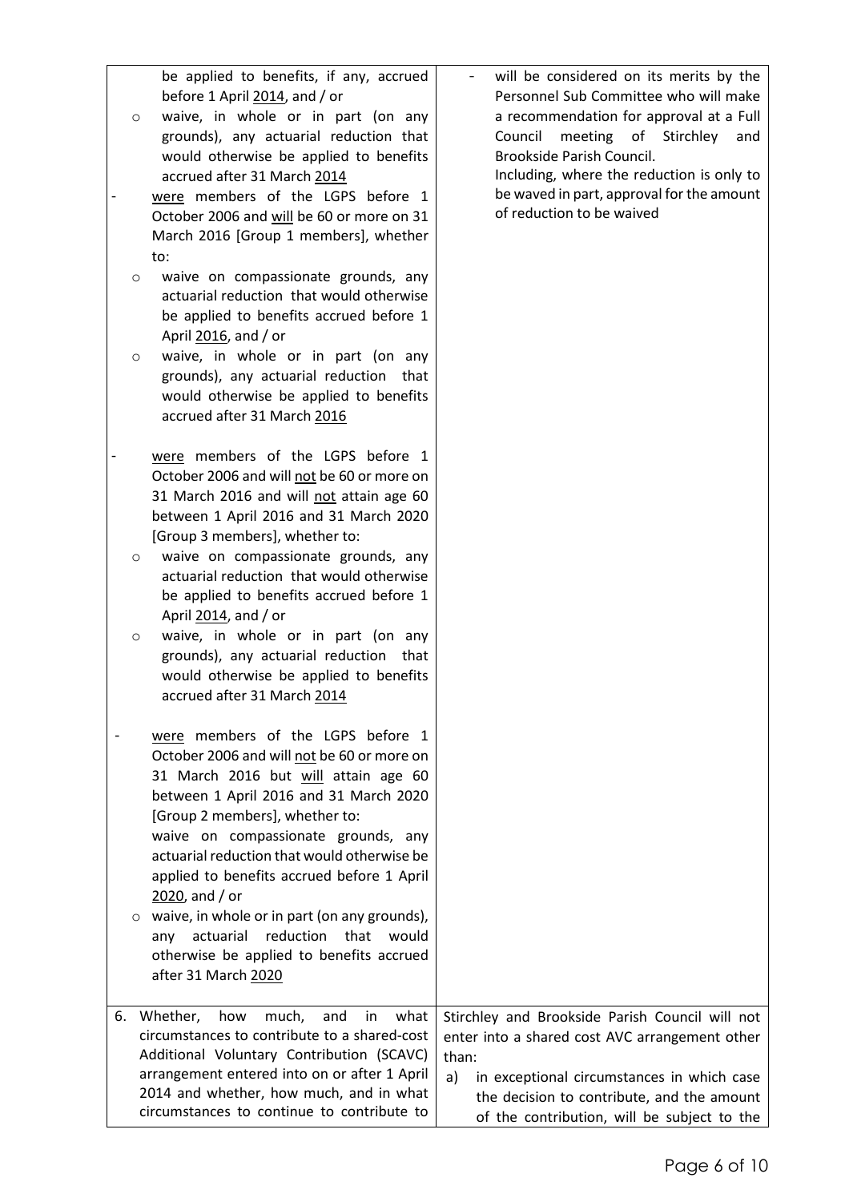| | |
|---|---|
| be applied to benefits, if any, accrued before 1 April 2014, and / or<br>○ waive, in whole or in part (on any grounds), any actuarial reduction that would otherwise be applied to benefits accrued after 31 March 2014<br>- were members of the LGPS before 1 October 2006 and will be 60 or more on 31 March 2016 [Group 1 members], whether to:<br>○ waive on compassionate grounds, any actuarial reduction that would otherwise be applied to benefits accrued before 1 April 2016, and / or<br>○ waive, in whole or in part (on any grounds), any actuarial reduction that would otherwise be applied to benefits accrued after 31 March 2016<br><br>- were members of the LGPS before 1 October 2006 and will not be 60 or more on 31 March 2016 and will not attain age 60 between 1 April 2016 and 31 March 2020 [Group 3 members], whether to:<br>○ waive on compassionate grounds, any actuarial reduction that would otherwise be applied to benefits accrued before 1 April 2014, and / or<br>○ waive, in whole or in part (on any grounds), any actuarial reduction that would otherwise be applied to benefits accrued after 31 March 2014<br><br>- were members of the LGPS before 1 October 2006 and will not be 60 or more on 31 March 2016 but will attain age 60 between 1 April 2016 and 31 March 2020 [Group 2 members], whether to:<br>waive on compassionate grounds, any actuarial reduction that would otherwise be applied to benefits accrued before 1 April 2020, and / or<br>○ waive, in whole or in part (on any grounds), any actuarial reduction that would otherwise be applied to benefits accrued after 31 March 2020 | - will be considered on its merits by the Personnel Sub Committee who will make a recommendation for approval at a Full Council meeting of Stirchley and Brookside Parish Council.<br>Including, where the reduction is only to be waved in part, approval for the amount of reduction to be waived |
| 6. Whether, how much, and in what circumstances to contribute to a shared-cost Additional Voluntary Contribution (SCAVC) arrangement entered into on or after 1 April 2014 and whether, how much, and in what circumstances to continue to contribute to | Stirchley and Brookside Parish Council will not enter into a shared cost AVC arrangement other than:<br>a) in exceptional circumstances in which case the decision to contribute, and the amount of the contribution, will be subject to the |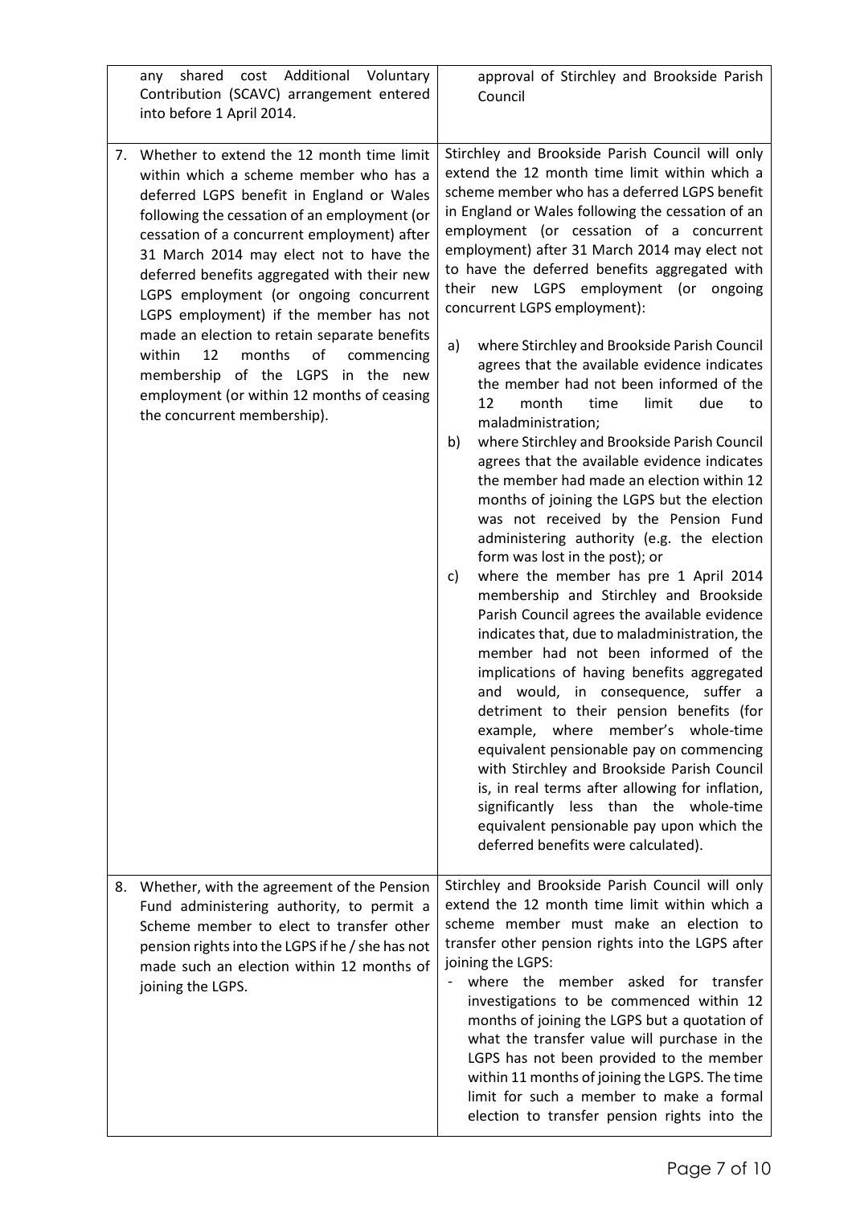| | |
|---|---|
| any shared cost Additional Voluntary Contribution (SCAVC) arrangement entered into before 1 April 2014. | approval of Stirchley and Brookside Parish Council |
| 7. Whether to extend the 12 month time limit within which a scheme member who has a deferred LGPS benefit in England or Wales following the cessation of an employment (or cessation of a concurrent employment) after 31 March 2014 may elect not to have the deferred benefits aggregated with their new LGPS employment (or ongoing concurrent LGPS employment) if the member has not made an election to retain separate benefits within 12 months of commencing membership of the LGPS in the new employment (or within 12 months of ceasing the concurrent membership). | Stirchley and Brookside Parish Council will only extend the 12 month time limit within which a scheme member who has a deferred LGPS benefit in England or Wales following the cessation of an employment (or cessation of a concurrent employment) after 31 March 2014 may elect not to have the deferred benefits aggregated with their new LGPS employment (or ongoing concurrent LGPS employment):<br><br>a) where Stirchley and Brookside Parish Council agrees that the available evidence indicates the member had not been informed of the 12 month time limit due to maladministration;<br>b) where Stirchley and Brookside Parish Council agrees that the available evidence indicates the member had made an election within 12 months of joining the LGPS but the election was not received by the Pension Fund administering authority (e.g. the election form was lost in the post); or<br>c) where the member has pre 1 April 2014 membership and Stirchley and Brookside Parish Council agrees the available evidence indicates that, due to maladministration, the member had not been informed of the implications of having benefits aggregated and would, in consequence, suffer a detriment to their pension benefits (for example, where member's whole-time equivalent pensionable pay on commencing with Stirchley and Brookside Parish Council is, in real terms after allowing for inflation, significantly less than the whole-time equivalent pensionable pay upon which the deferred benefits were calculated). |
| 8. Whether, with the agreement of the Pension Fund administering authority, to permit a Scheme member to elect to transfer other pension rights into the LGPS if he / she has not made such an election within 12 months of joining the LGPS. | Stirchley and Brookside Parish Council will only extend the 12 month time limit within which a scheme member must make an election to transfer other pension rights into the LGPS after joining the LGPS:<br>- where the member asked for transfer investigations to be commenced within 12 months of joining the LGPS but a quotation of what the transfer value will purchase in the LGPS has not been provided to the member within 11 months of joining the LGPS. The time limit for such a member to make a formal election to transfer pension rights into the |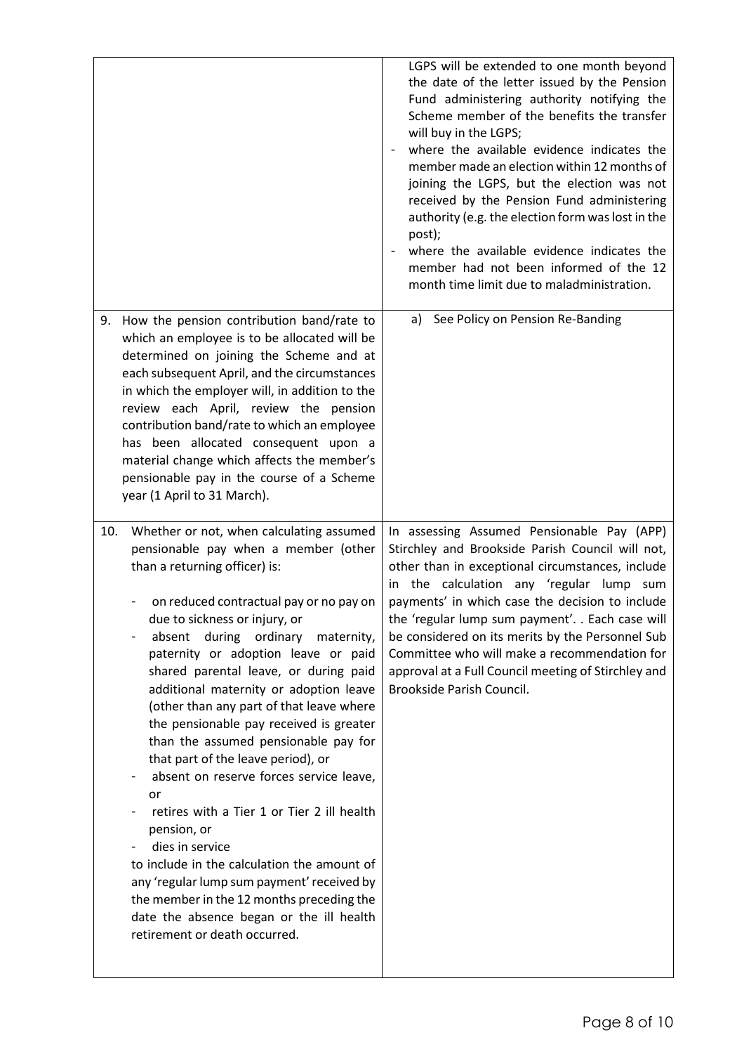| | |
|---|---|
| | LGPS will be extended to one month beyond the date of the letter issued by the Pension Fund administering authority notifying the Scheme member of the benefits the transfer will buy in the LGPS;<br>- where the available evidence indicates the member made an election within 12 months of joining the LGPS, but the election was not received by the Pension Fund administering authority (e.g. the election form was lost in the post);<br>- where the available evidence indicates the member had not been informed of the 12 month time limit due to maladministration. |
| 9. How the pension contribution band/rate to which an employee is to be allocated will be determined on joining the Scheme and at each subsequent April, and the circumstances in which the employer will, in addition to the review each April, review the pension contribution band/rate to which an employee has been allocated consequent upon a material change which affects the member's pensionable pay in the course of a Scheme year (1 April to 31 March). | a) See Policy on Pension Re-Banding |
| 10. Whether or not, when calculating assumed pensionable pay when a member (other than a returning officer) is:<br>- on reduced contractual pay or no pay on due to sickness or injury, or<br>- absent during ordinary maternity, paternity or adoption leave or paid shared parental leave, or during paid additional maternity or adoption leave (other than any part of that leave where the pensionable pay received is greater than the assumed pensionable pay for that part of the leave period), or<br>- absent on reserve forces service leave, or<br>- retires with a Tier 1 or Tier 2 ill health pension, or<br>- dies in service<br>to include in the calculation the amount of any 'regular lump sum payment' received by the member in the 12 months preceding the date the absence began or the ill health retirement or death occurred. | In assessing Assumed Pensionable Pay (APP) Stirchley and Brookside Parish Council will not, other than in exceptional circumstances, include in the calculation any 'regular lump sum payments' in which case the decision to include the 'regular lump sum payment'. . Each case will be considered on its merits by the Personnel Sub Committee who will make a recommendation for approval at a Full Council meeting of Stirchley and Brookside Parish Council. |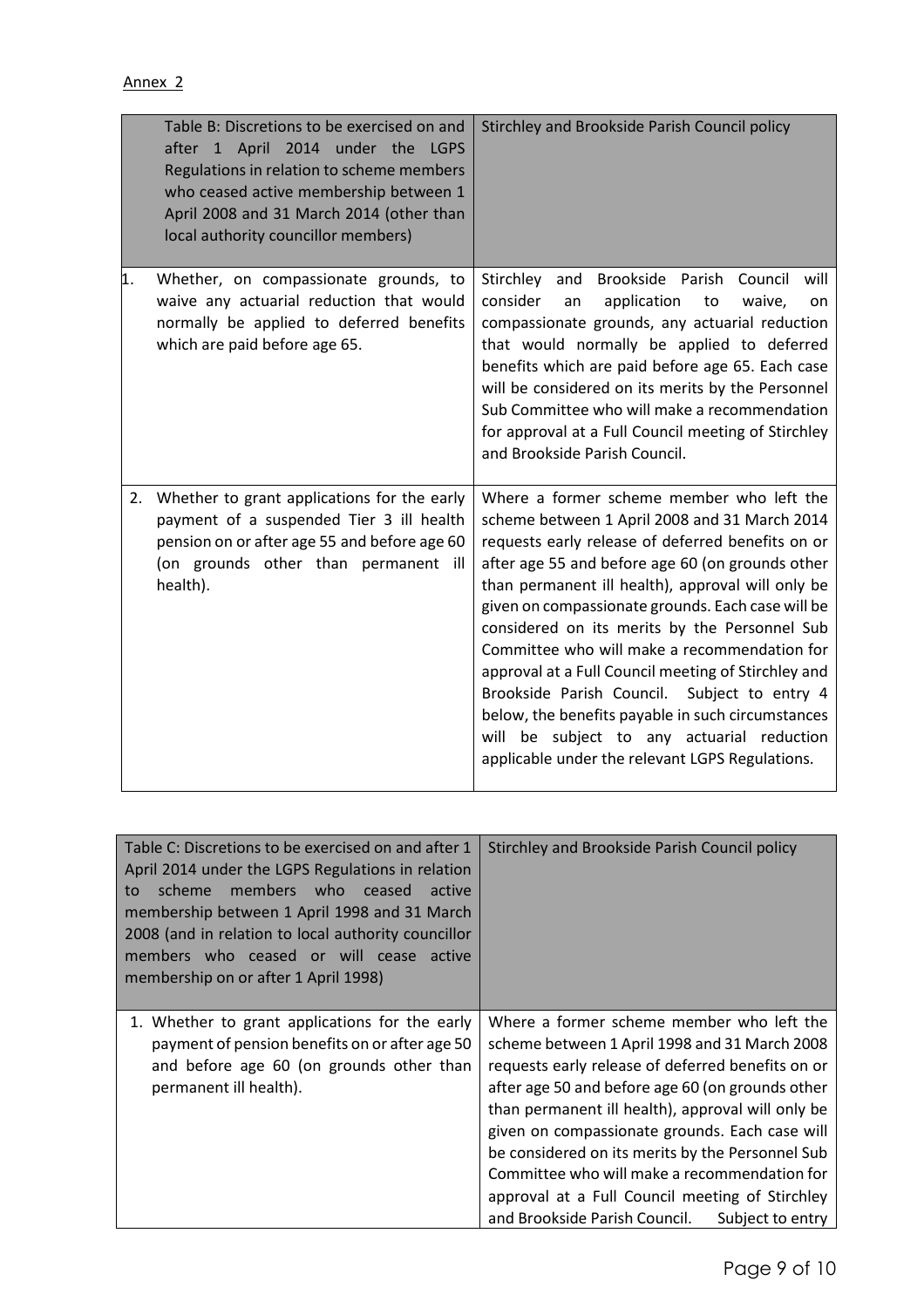Annex 2

| Table B: Discretions to be exercised on and after 1 April 2014 under the LGPS Regulations in relation to scheme members who ceased active membership between 1 April 2008 and 31 March 2014 (other than local authority councillor members) | Stirchley and Brookside Parish Council policy |
|---|---|
| 1. Whether, on compassionate grounds, to waive any actuarial reduction that would normally be applied to deferred benefits which are paid before age 65. | Stirchley and Brookside Parish Council will consider an application to waive, on compassionate grounds, any actuarial reduction that would normally be applied to deferred benefits which are paid before age 65. Each case will be considered on its merits by the Personnel Sub Committee who will make a recommendation for approval at a Full Council meeting of Stirchley and Brookside Parish Council. |
| 2. Whether to grant applications for the early payment of a suspended Tier 3 ill health pension on or after age 55 and before age 60 (on grounds other than permanent ill health). | Where a former scheme member who left the scheme between 1 April 2008 and 31 March 2014 requests early release of deferred benefits on or after age 55 and before age 60 (on grounds other than permanent ill health), approval will only be given on compassionate grounds. Each case will be considered on its merits by the Personnel Sub Committee who will make a recommendation for approval at a Full Council meeting of Stirchley and Brookside Parish Council. Subject to entry 4 below, the benefits payable in such circumstances will be subject to any actuarial reduction applicable under the relevant LGPS Regulations. |

| Table C: Discretions to be exercised on and after 1 April 2014 under the LGPS Regulations in relation to scheme members who ceased active membership between 1 April 1998 and 31 March 2008 (and in relation to local authority councillor members who ceased or will cease active membership on or after 1 April 1998) | Stirchley and Brookside Parish Council policy |
|---|---|
| 1. Whether to grant applications for the early payment of pension benefits on or after age 50 and before age 60 (on grounds other than permanent ill health). | Where a former scheme member who left the scheme between 1 April 1998 and 31 March 2008 requests early release of deferred benefits on or after age 50 and before age 60 (on grounds other than permanent ill health), approval will only be given on compassionate grounds. Each case will be considered on its merits by the Personnel Sub Committee who will make a recommendation for approval at a Full Council meeting of Stirchley and Brookside Parish Council. Subject to entry |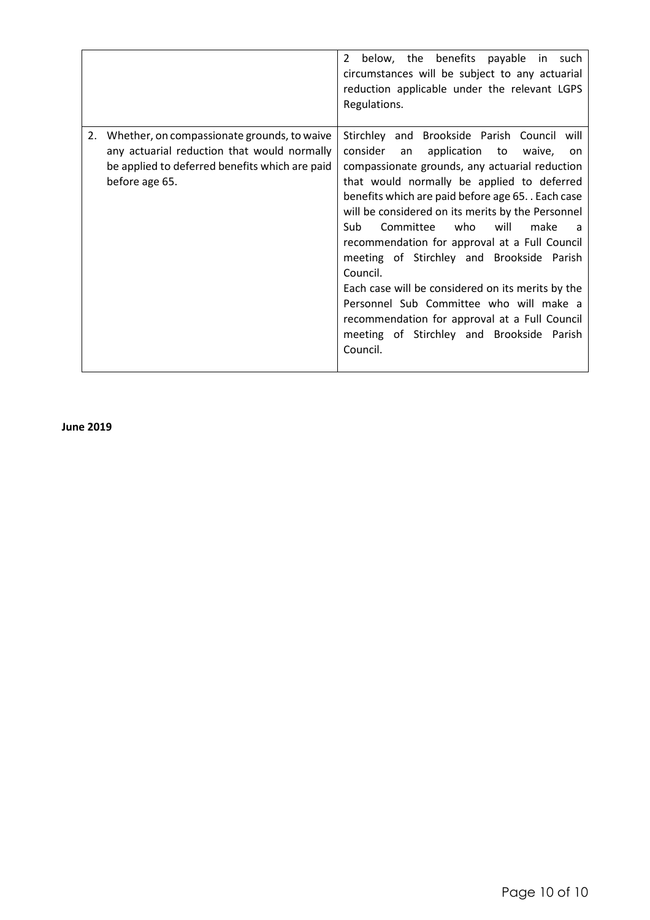| | |
|---|---|
| | 2 below, the benefits payable in such circumstances will be subject to any actuarial reduction applicable under the relevant LGPS Regulations. |
| 2. Whether, on compassionate grounds, to waive any actuarial reduction that would normally be applied to deferred benefits which are paid before age 65. | Stirchley and Brookside Parish Council will consider an application to waive, on compassionate grounds, any actuarial reduction that would normally be applied to deferred benefits which are paid before age 65. . Each case will be considered on its merits by the Personnel Sub Committee who will make a recommendation for approval at a Full Council meeting of Stirchley and Brookside Parish Council. Each case will be considered on its merits by the Personnel Sub Committee who will make a recommendation for approval at a Full Council meeting of Stirchley and Brookside Parish Council. |

**June 2019**